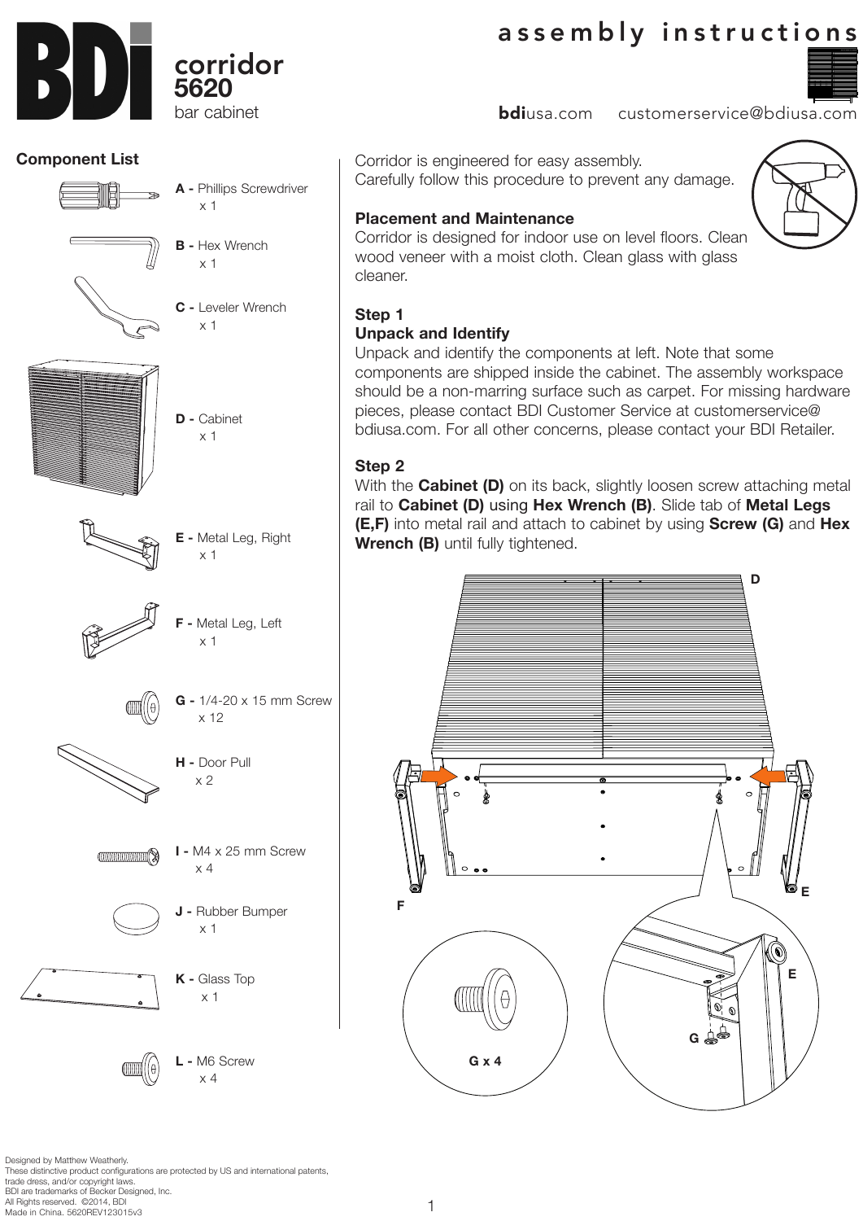# BDI corridor 5620 bar cabinet

## assembly instructions

**bdi**usa.com customerservice@bdiusa.com

## Component List

**A -** Phillips Screwdriver
x 1

**B -** Hex Wrench
x 1

**C -** Leveler Wrench
x 1

**D -** Cabinet
x 1

**E -** Metal Leg, Right
x 1

**F -** Metal Leg, Left
x 1

**G -** 1/4-20 x 15 mm Screw
x 12

**H -** Door Pull
x 2

**I -** M4 x 25 mm Screw
x 4

**J -** Rubber Bumper
x 1

**K -** Glass Top
x 1

**L -** M6 Screw
x 4

Corridor is engineered for easy assembly.
Carefully follow this procedure to prevent any damage.

**Placement and Maintenance**
Corridor is designed for indoor use on level floors. Clean wood veneer with a moist cloth. Clean glass with glass cleaner.

**Step 1**
**Unpack and Identify**
Unpack and identify the components at left. Note that some components are shipped inside the cabinet. The assembly workspace should be a non-marring surface such as carpet. For missing hardware pieces, please contact BDI Customer Service at customerservice@bdiusa.com. For all other concerns, please contact your BDI Retailer.

**Step 2**
With the **Cabinet (D)** on its back, slightly loosen screw attaching metal rail to **Cabinet (D)** using **Hex Wrench (B)**. Slide tab of **Metal Legs (E,F)** into metal rail and attach to cabinet by using **Screw (G)** and **Hex Wrench (B)** until fully tightened.

D
F
E
G x 4
E
G

Designed by Matthew Weatherly.
These distinctive product configurations are protected by US and international patents, trade dress, and/or copyright laws.
BDI are trademarks of Becker Designed, Inc.
All Rights reserved. ©2014, BDI
Made in China. 5620REV123015v3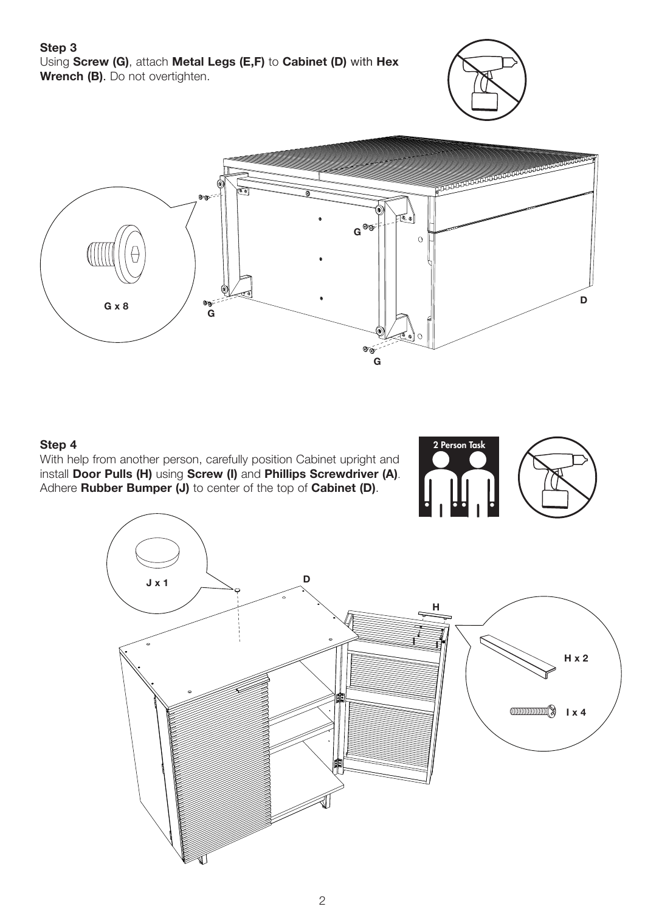**Step 3**
Using **Screw (G)**, attach **Metal Legs (E,F)** to **Cabinet (D)** with **Hex Wrench (B)**. Do not overtighten.

**Step 4**
With help from another person, carefully position Cabinet upright and install **Door Pulls (H)** using **Screw (I)** and **Phillips Screwdriver (A)**. Adhere **Rubber Bumper (J)** to center of the top of **Cabinet (D)**.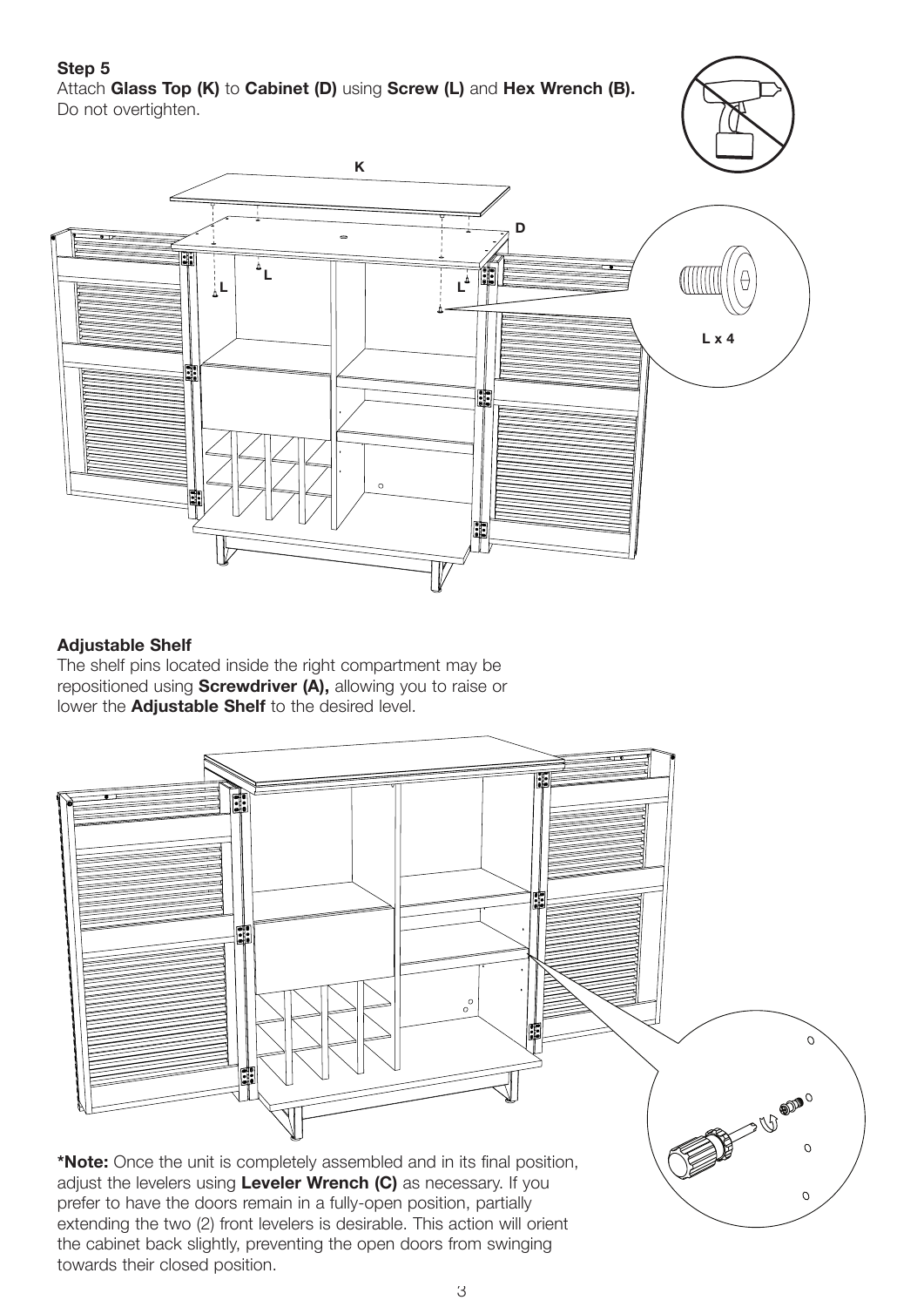**Step 5**

Attach **Glass Top (K)** to **Cabinet (D)** using **Screw (L)** and **Hex Wrench (B).** Do not overtighten.

**Adjustable Shelf**

The shelf pins located inside the right compartment may be repositioned using **Screwdriver (A),** allowing you to raise or lower the **Adjustable Shelf** to the desired level.

***Note:** Once the unit is completely assembled and in its final position, adjust the levelers using **Leveler Wrench (C)** as necessary. If you prefer to have the doors remain in a fully-open position, partially extending the two (2) front levelers is desirable. This action will orient the cabinet back slightly, preventing the open doors from swinging towards their closed position.